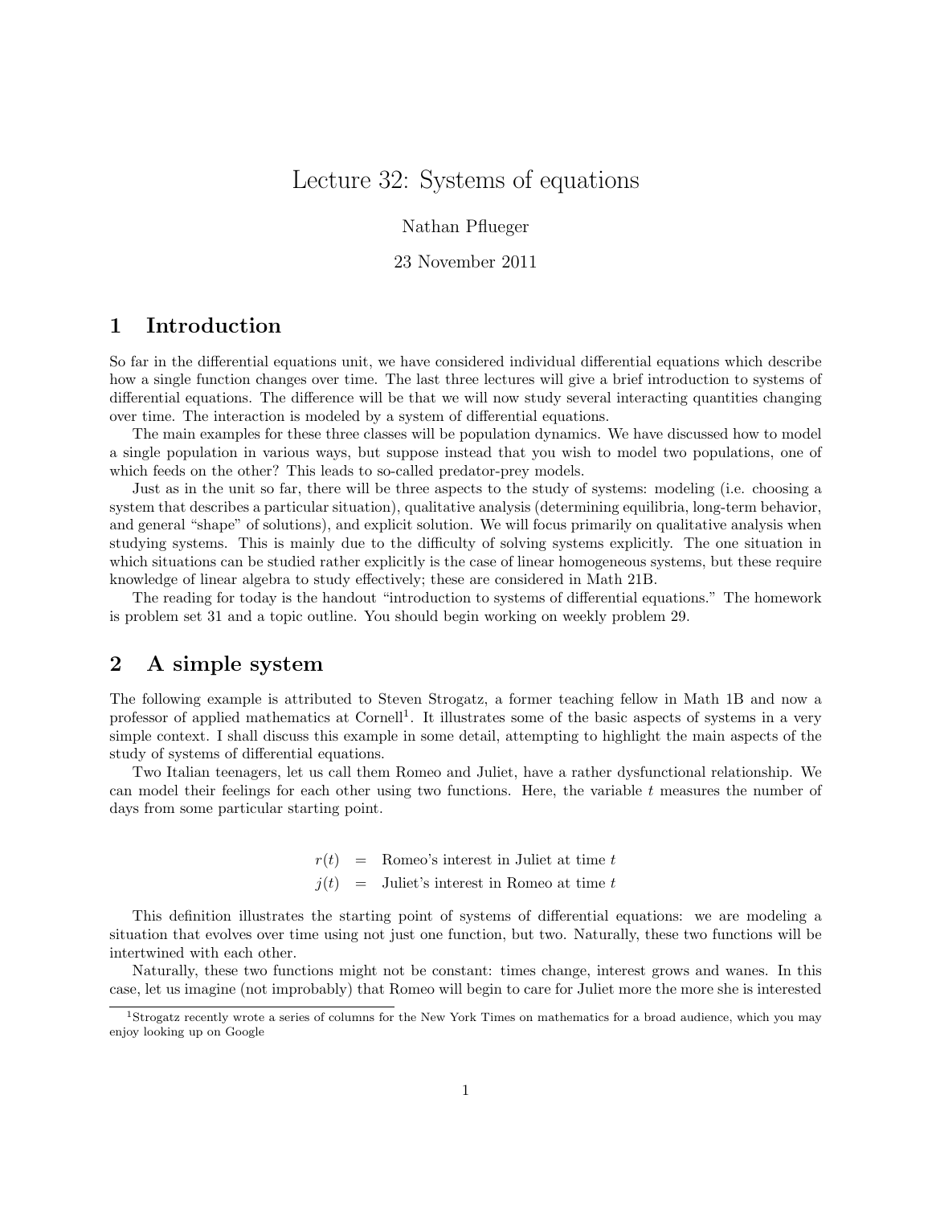# Lecture 32: Systems of equations

Nathan Pflueger

23 November 2011

## 1 Introduction

So far in the differential equations unit, we have considered individual differential equations which describe how a single function changes over time. The last three lectures will give a brief introduction to systems of differential equations. The difference will be that we will now study several interacting quantities changing over time. The interaction is modeled by a system of differential equations.

The main examples for these three classes will be population dynamics. We have discussed how to model a single population in various ways, but suppose instead that you wish to model two populations, one of which feeds on the other? This leads to so-called predator-prey models.

Just as in the unit so far, there will be three aspects to the study of systems: modeling (i.e. choosing a system that describes a particular situation), qualitative analysis (determining equilibria, long-term behavior, and general "shape" of solutions), and explicit solution. We will focus primarily on qualitative analysis when studying systems. This is mainly due to the difficulty of solving systems explicitly. The one situation in which situations can be studied rather explicitly is the case of linear homogeneous systems, but these require knowledge of linear algebra to study effectively; these are considered in Math 21B.

The reading for today is the handout "introduction to systems of differential equations." The homework is problem set 31 and a topic outline. You should begin working on weekly problem 29.

## 2 A simple system

The following example is attributed to Steven Strogatz, a former teaching fellow in Math 1B and now a professor of applied mathematics at Cornell[1]. It illustrates some of the basic aspects of systems in a very simple context. I shall discuss this example in some detail, attempting to highlight the main aspects of the study of systems of differential equations.

Two Italian teenagers, let us call them Romeo and Juliet, have a rather dysfunctional relationship. We can model their feelings for each other using two functions. Here, the variable $t$ measures the number of days from some particular starting point.

$$
\begin{aligned}
r(t) &= \text{Romeo's interest in Juliet at time } t \\
j(t) &= \text{Juliet's interest in Romeo at time } t
\end{aligned}
$$

This definition illustrates the starting point of systems of differential equations: we are modeling a situation that evolves over time using not just one function, but two. Naturally, these two functions will be intertwined with each other.

Naturally, these two functions might not be constant: times change, interest grows and wanes. In this case, let us imagine (not improbably) that Romeo will begin to care for Juliet more the more she is interested

[1] Strogatz recently wrote a series of columns for the New York Times on mathematics for a broad audience, which you may enjoy looking up on Google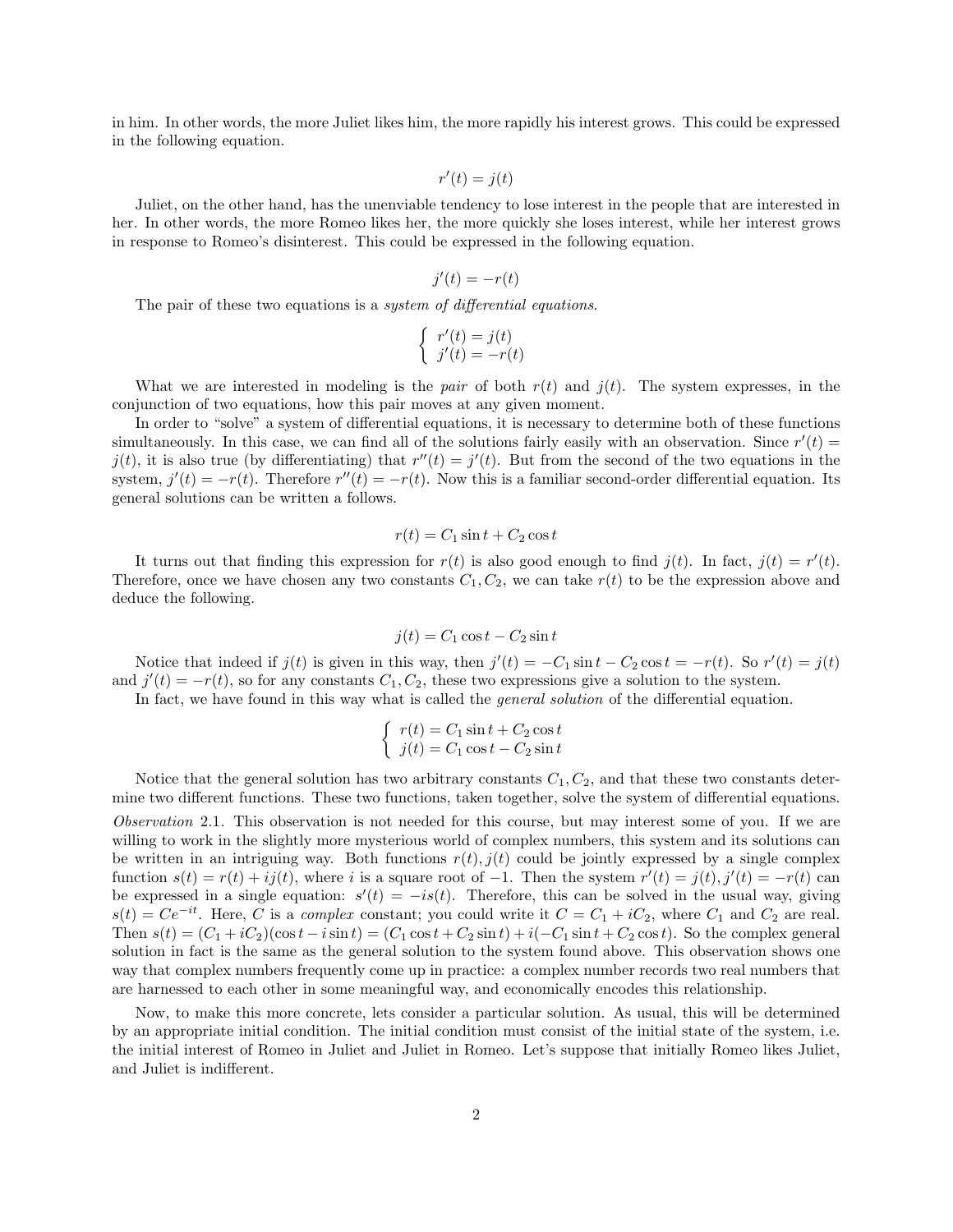in him. In other words, the more Juliet likes him, the more rapidly his interest grows. This could be expressed in the following equation.

$$r'(t) = j(t)$$

Juliet, on the other hand, has the unenviable tendency to lose interest in the people that are interested in her. In other words, the more Romeo likes her, the more quickly she loses interest, while her interest grows in response to Romeo's disinterest. This could be expressed in the following equation.

$$j'(t) = -r(t)$$

The pair of these two equations is a *system of differential equations.*

$$\begin{cases} r'(t) = j(t) \\ j'(t) = -r(t) \end{cases}$$

What we are interested in modeling is the *pair* of both $r(t)$ and $j(t)$. The system expresses, in the conjunction of two equations, how this pair moves at any given moment.

In order to "solve" a system of differential equations, it is necessary to determine both of these functions simultaneously. In this case, we can find all of the solutions fairly easily with an observation. Since $r'(t) = j(t)$, it is also true (by differentiating) that $r''(t) = j'(t)$. But from the second of the two equations in the system, $j'(t) = -r(t)$. Therefore $r''(t) = -r(t)$. Now this is a familiar second-order differential equation. Its general solutions can be written a follows.

$$r(t) = C_1 \sin t + C_2 \cos t$$

It turns out that finding this expression for $r(t)$ is also good enough to find $j(t)$. In fact, $j(t) = r'(t)$. Therefore, once we have chosen any two constants $C_1, C_2$, we can take $r(t)$ to be the expression above and deduce the following.

$$j(t) = C_1 \cos t - C_2 \sin t$$

Notice that indeed if $j(t)$ is given in this way, then $j'(t) = -C_1 \sin t - C_2 \cos t = -r(t)$. So $r'(t) = j(t)$ and $j'(t) = -r(t)$, so for any constants $C_1, C_2$, these two expressions give a solution to the system.

In fact, we have found in this way what is called the *general solution* of the differential equation.

$$\begin{cases} r(t) = C_1 \sin t + C_2 \cos t \\ j(t) = C_1 \cos t - C_2 \sin t \end{cases}$$

Notice that the general solution has two arbitrary constants $C_1, C_2$, and that these two constants determine two different functions. These two functions, taken together, solve the system of differential equations.

*Observation* 2.1. This observation is not needed for this course, but may interest some of you. If we are willing to work in the slightly more mysterious world of complex numbers, this system and its solutions can be written in an intriguing way. Both functions $r(t), j(t)$ could be jointly expressed by a single complex function $s(t) = r(t) + ij(t)$, where $i$ is a square root of $-1$. Then the system $r'(t) = j(t), j'(t) = -r(t)$ can be expressed in a single equation: $s'(t) = -is(t)$. Therefore, this can be solved in the usual way, giving $s(t) = Ce^{-it}$. Here, $C$ is a *complex* constant; you could write it $C = C_1 + iC_2$, where $C_1$ and $C_2$ are real. Then $s(t) = (C_1 + iC_2)(\cos t - i \sin t) = (C_1 \cos t + C_2 \sin t) + i(-C_1 \sin t + C_2 \cos t)$. So the complex general solution in fact is the same as the general solution to the system found above. This observation shows one way that complex numbers frequently come up in practice: a complex number records two real numbers that are harnessed to each other in some meaningful way, and economically encodes this relationship.

Now, to make this more concrete, lets consider a particular solution. As usual, this will be determined by an appropriate initial condition. The initial condition must consist of the initial state of the system, i.e. the initial interest of Romeo in Juliet and Juliet in Romeo. Let's suppose that initially Romeo likes Juliet, and Juliet is indifferent.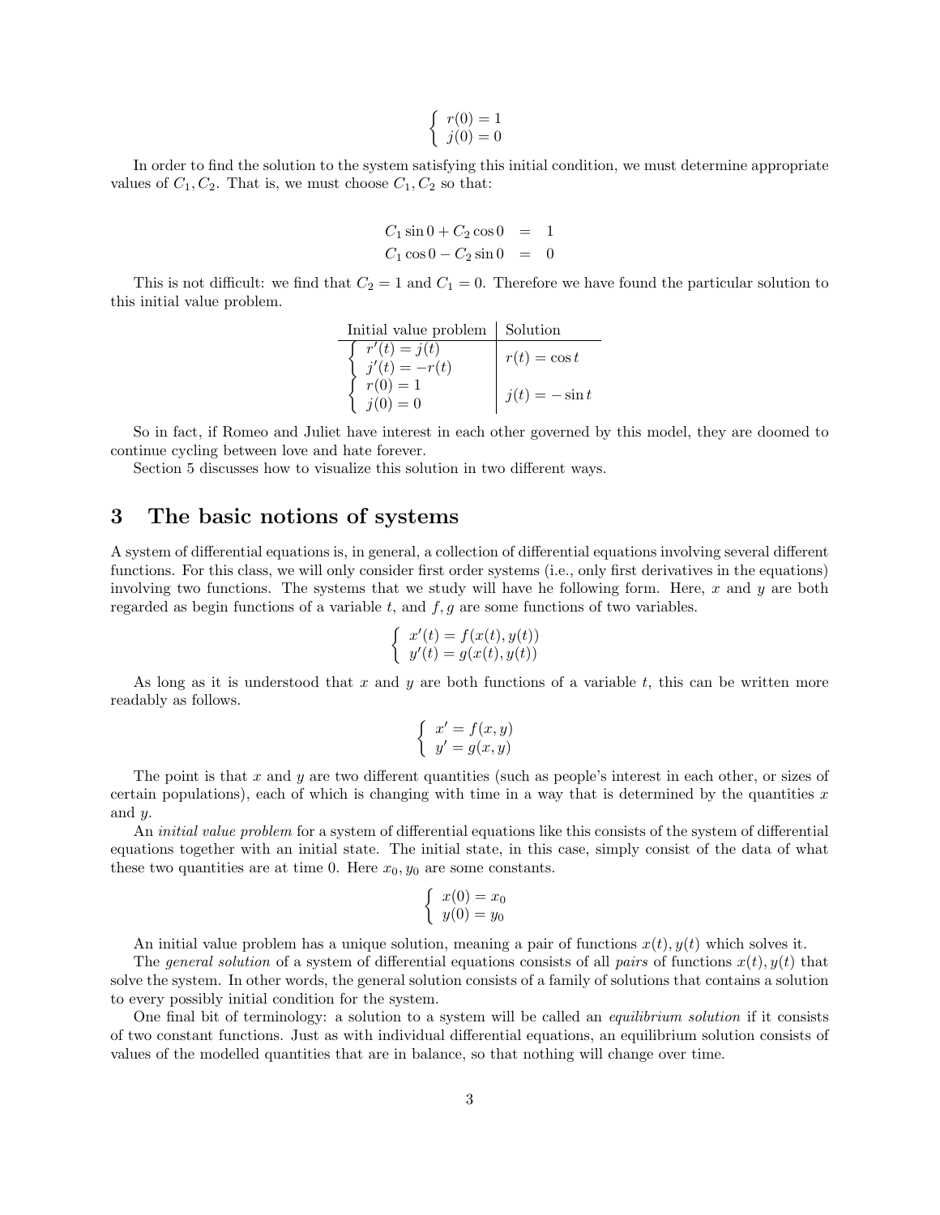$$\begin{cases} r(0) = 1 \\ j(0) = 0 \end{cases}$$

In order to find the solution to the system satisfying this initial condition, we must determine appropriate values of $C_1, C_2$. That is, we must choose $C_1, C_2$ so that:

$$\begin{aligned} C_1 \sin 0 + C_2 \cos 0 &= 1 \\ C_1 \cos 0 - C_2 \sin 0 &= 0 \end{aligned}$$

This is not difficult: we find that $C_2 = 1$ and $C_1 = 0$. Therefore we have found the particular solution to this initial value problem.

| Initial value problem | Solution |
|---|---|
| $\begin{cases} r'(t) = j(t) \\ j'(t) = -r(t) \end{cases}$ | $r(t) = \cos t$ |
| $\begin{cases} r(0) = 1 \\ j(0) = 0 \end{cases}$ | $j(t) = -\sin t$ |

So in fact, if Romeo and Juliet have interest in each other governed by this model, they are doomed to continue cycling between love and hate forever.

Section 5 discusses how to visualize this solution in two different ways.

## 3 The basic notions of systems

A system of differential equations is, in general, a collection of differential equations involving several different functions. For this class, we will only consider first order systems (i.e., only first derivatives in the equations) involving two functions. The systems that we study will have he following form. Here, $x$ and $y$ are both regarded as begin functions of a variable $t$, and $f, g$ are some functions of two variables.

$$\begin{cases} x'(t) = f(x(t), y(t)) \\ y'(t) = g(x(t), y(t)) \end{cases}$$

As long as it is understood that $x$ and $y$ are both functions of a variable $t$, this can be written more readably as follows.

$$\begin{cases} x' = f(x, y) \\ y' = g(x, y) \end{cases}$$

The point is that $x$ and $y$ are two different quantities (such as people's interest in each other, or sizes of certain populations), each of which is changing with time in a way that is determined by the quantities $x$ and $y$.

An *initial value problem* for a system of differential equations like this consists of the system of differential equations together with an initial state. The initial state, in this case, simply consist of the data of what these two quantities are at time 0. Here $x_0, y_0$ are some constants.

$$\begin{cases} x(0) = x_0 \\ y(0) = y_0 \end{cases}$$

An initial value problem has a unique solution, meaning a pair of functions $x(t), y(t)$ which solves it.

The *general solution* of a system of differential equations consists of all *pairs* of functions $x(t), y(t)$ that solve the system. In other words, the general solution consists of a family of solutions that contains a solution to every possibly initial condition for the system.

One final bit of terminology: a solution to a system will be called an *equilibrium solution* if it consists of two constant functions. Just as with individual differential equations, an equilibrium solution consists of values of the modelled quantities that are in balance, so that nothing will change over time.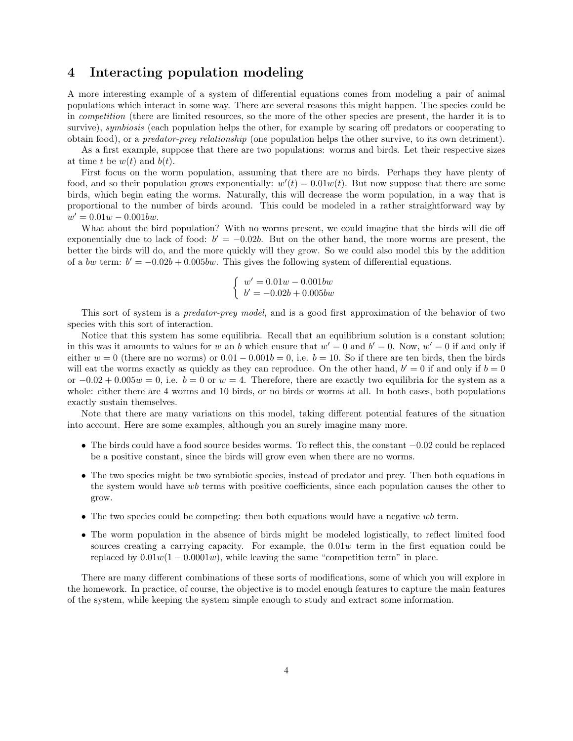## 4 Interacting population modeling

A more interesting example of a system of differential equations comes from modeling a pair of animal populations which interact in some way. There are several reasons this might happen. The species could be in *competition* (there are limited resources, so the more of the other species are present, the harder it is to survive), *symbiosis* (each population helps the other, for example by scaring off predators or cooperating to obtain food), or a *predator-prey relationship* (one population helps the other survive, to its own detriment).

As a first example, suppose that there are two populations: worms and birds. Let their respective sizes at time $t$ be $w(t)$ and $b(t)$.

First focus on the worm population, assuming that there are no birds. Perhaps they have plenty of food, and so their population grows exponentially: $w'(t) = 0.01w(t)$. But now suppose that there are some birds, which begin eating the worms. Naturally, this will decrease the worm population, in a way that is proportional to the number of birds around. This could be modeled in a rather straightforward way by $w' = 0.01w - 0.001bw$.

What about the bird population? With no worms present, we could imagine that the birds will die off exponentially due to lack of food: $b' = -0.02b$. But on the other hand, the more worms are present, the better the birds will do, and the more quickly will they grow. So we could also model this by the addition of a $bw$ term: $b' = -0.02b + 0.005bw$. This gives the following system of differential equations.

$$\begin{cases} w' = 0.01w - 0.001bw \\ b' = -0.02b + 0.005bw \end{cases}$$

This sort of system is a *predator-prey model*, and is a good first approximation of the behavior of two species with this sort of interaction.

Notice that this system has some equilibria. Recall that an equilibrium solution is a constant solution; in this was it amounts to values for $w$ an $b$ which ensure that $w' = 0$ and $b' = 0$. Now, $w' = 0$ if and only if either $w = 0$ (there are no worms) or $0.01 - 0.001b = 0$, i.e. $b = 10$. So if there are ten birds, then the birds will eat the worms exactly as quickly as they can reproduce. On the other hand, $b' = 0$ if and only if $b = 0$ or $-0.02 + 0.005w = 0$, i.e. $b = 0$ or $w = 4$. Therefore, there are exactly two equilibria for the system as a whole: either there are 4 worms and 10 birds, or no birds or worms at all. In both cases, both populations exactly sustain themselves.

Note that there are many variations on this model, taking different potential features of the situation into account. Here are some examples, although you an surely imagine many more.

- The birds could have a food source besides worms. To reflect this, the constant $-0.02$ could be replaced be a positive constant, since the birds will grow even when there are no worms.
- The two species might be two symbiotic species, instead of predator and prey. Then both equations in the system would have $wb$ terms with positive coefficients, since each population causes the other to grow.
- The two species could be competing: then both equations would have a negative $wb$ term.
- The worm population in the absence of birds might be modeled logistically, to reflect limited food sources creating a carrying capacity. For example, the $0.01w$ term in the first equation could be replaced by $0.01w(1 - 0.0001w)$, while leaving the same "competition term" in place.

There are many different combinations of these sorts of modifications, some of which you will explore in the homework. In practice, of course, the objective is to model enough features to capture the main features of the system, while keeping the system simple enough to study and extract some information.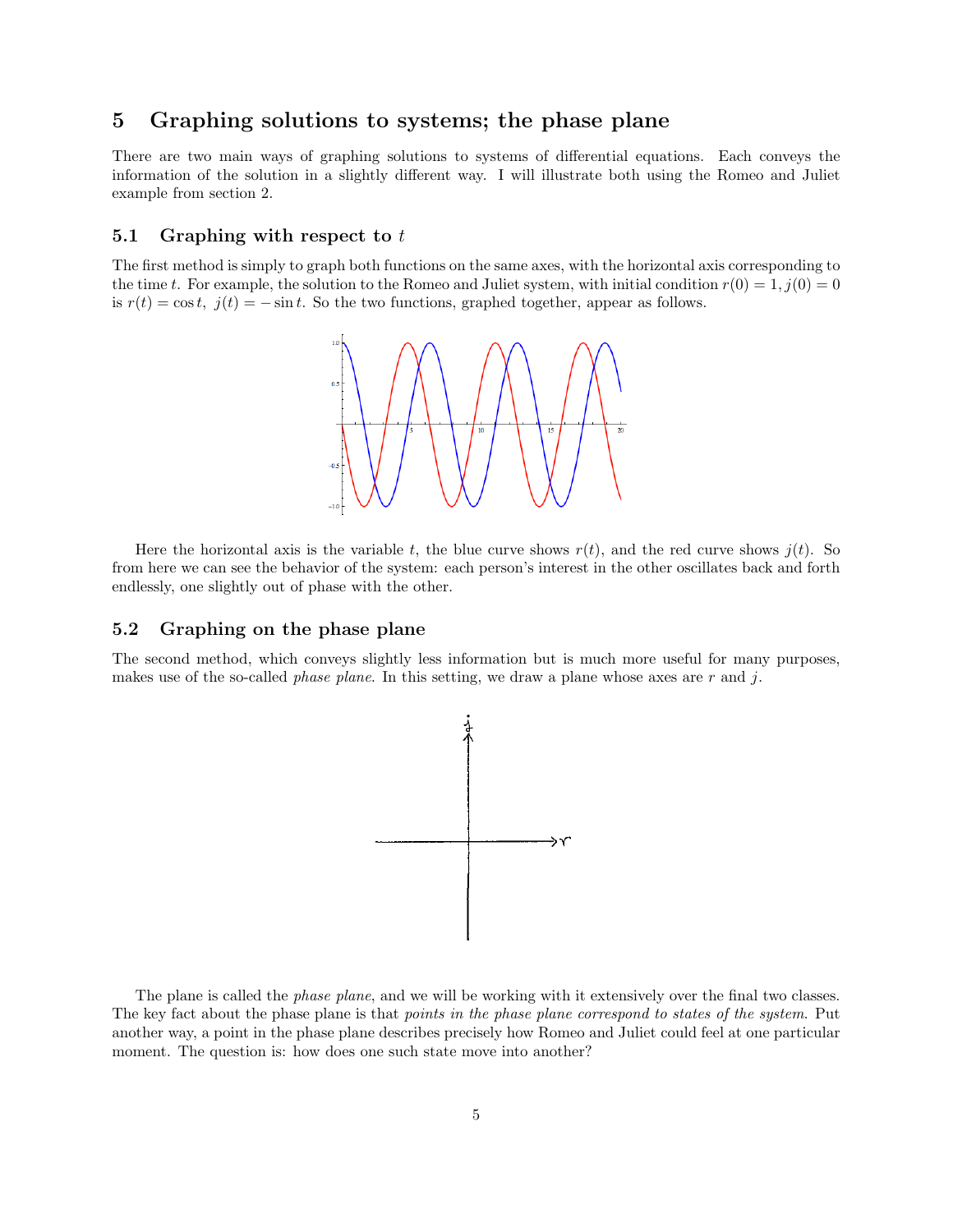# 5 Graphing solutions to systems; the phase plane

There are two main ways of graphing solutions to systems of differential equations. Each conveys the information of the solution in a slightly different way. I will illustrate both using the Romeo and Juliet example from section 2.

## 5.1 Graphing with respect to $t$

The first method is simply to graph both functions on the same axes, with the horizontal axis corresponding to the time $t$. For example, the solution to the Romeo and Juliet system, with initial condition $r(0) = 1, j(0) = 0$ is $r(t) = \cos t,\ j(t) = -\sin t$. So the two functions, graphed together, appear as follows.

Here the horizontal axis is the variable $t$, the blue curve shows $r(t)$, and the red curve shows $j(t)$. So from here we can see the behavior of the system: each person's interest in the other oscillates back and forth endlessly, one slightly out of phase with the other.

## 5.2 Graphing on the phase plane

The second method, which conveys slightly less information but is much more useful for many purposes, makes use of the so-called *phase plane*. In this setting, we draw a plane whose axes are $r$ and $j$.

The plane is called the *phase plane*, and we will be working with it extensively over the final two classes. The key fact about the phase plane is that *points in the phase plane correspond to states of the system*. Put another way, a point in the phase plane describes precisely how Romeo and Juliet could feel at one particular moment. The question is: how does one such state move into another?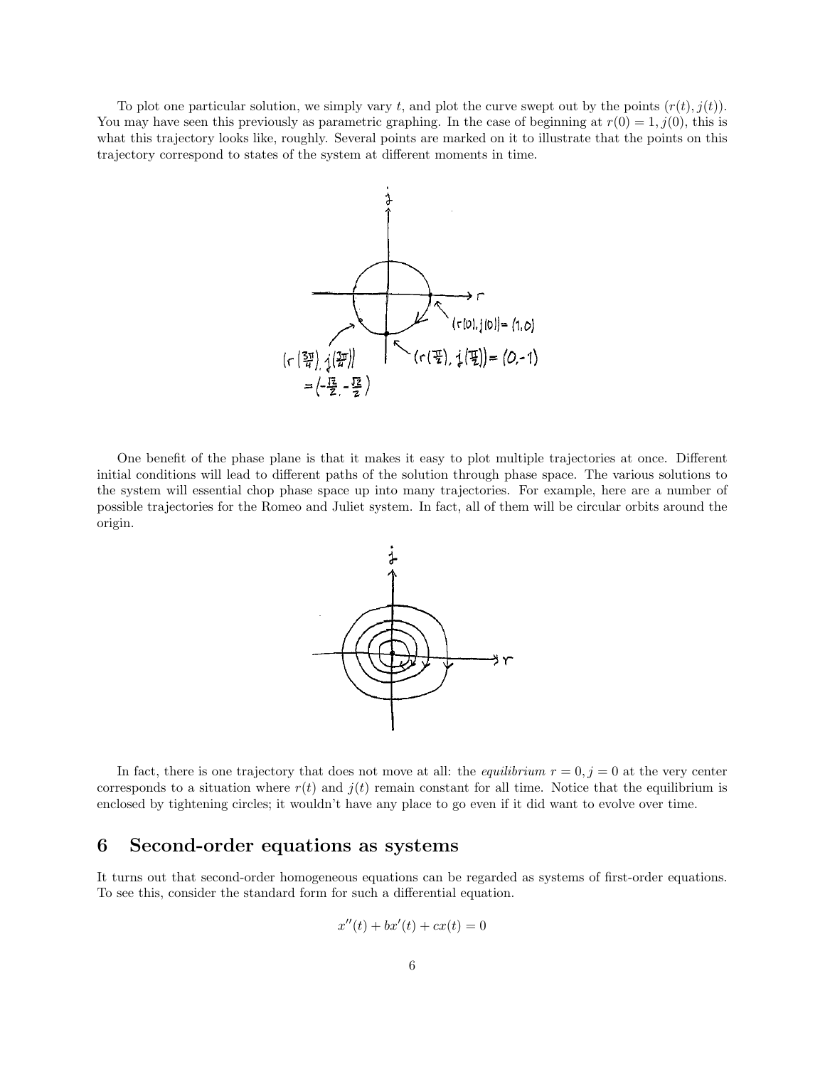To plot one particular solution, we simply vary $t$, and plot the curve swept out by the points $(r(t), j(t))$. You may have seen this previously as parametric graphing. In the case of beginning at $r(0) = 1, j(0)$, this is what this trajectory looks like, roughly. Several points are marked on it to illustrate that the points on this trajectory correspond to states of the system at different moments in time.

One benefit of the phase plane is that it makes it easy to plot multiple trajectories at once. Different initial conditions will lead to different paths of the solution through phase space. The various solutions to the system will essential chop phase space up into many trajectories. For example, here are a number of possible trajectories for the Romeo and Juliet system. In fact, all of them will be circular orbits around the origin.

In fact, there is one trajectory that does not move at all: the *equilibrium* $r = 0, j = 0$ at the very center corresponds to a situation where $r(t)$ and $j(t)$ remain constant for all time. Notice that the equilibrium is enclosed by tightening circles; it wouldn't have any place to go even if it did want to evolve over time.

## 6 Second-order equations as systems

It turns out that second-order homogeneous equations can be regarded as systems of first-order equations. To see this, consider the standard form for such a differential equation.

$$x''(t) + bx'(t) + cx(t) = 0$$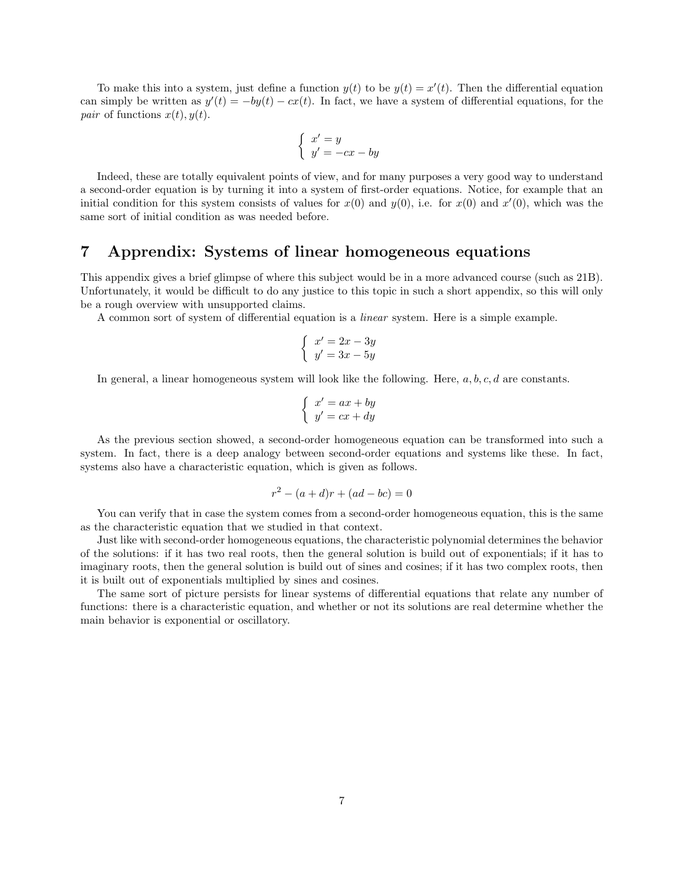To make this into a system, just define a function $y(t)$ to be $y(t) = x'(t)$. Then the differential equation can simply be written as $y'(t) = -by(t) - cx(t)$. In fact, we have a system of differential equations, for the *pair* of functions $x(t), y(t)$.

$$\begin{cases} x' = y \\ y' = -cx - by \end{cases}$$

Indeed, these are totally equivalent points of view, and for many purposes a very good way to understand a second-order equation is by turning it into a system of first-order equations. Notice, for example that an initial condition for this system consists of values for $x(0)$ and $y(0)$, i.e. for $x(0)$ and $x'(0)$, which was the same sort of initial condition as was needed before.

## 7 Apprendix: Systems of linear homogeneous equations

This appendix gives a brief glimpse of where this subject would be in a more advanced course (such as 21B). Unfortunately, it would be difficult to do any justice to this topic in such a short appendix, so this will only be a rough overview with unsupported claims.

A common sort of system of differential equation is a *linear* system. Here is a simple example.

$$\begin{cases} x' = 2x - 3y \\ y' = 3x - 5y \end{cases}$$

In general, a linear homogeneous system will look like the following. Here, $a, b, c, d$ are constants.

$$\begin{cases} x' = ax + by \\ y' = cx + dy \end{cases}$$

As the previous section showed, a second-order homogeneous equation can be transformed into such a system. In fact, there is a deep analogy between second-order equations and systems like these. In fact, systems also have a characteristic equation, which is given as follows.

$$r^2 - (a + d)r + (ad - bc) = 0$$

You can verify that in case the system comes from a second-order homogeneous equation, this is the same as the characteristic equation that we studied in that context.

Just like with second-order homogeneous equations, the characteristic polynomial determines the behavior of the solutions: if it has two real roots, then the general solution is build out of exponentials; if it has to imaginary roots, then the general solution is build out of sines and cosines; if it has two complex roots, then it is built out of exponentials multiplied by sines and cosines.

The same sort of picture persists for linear systems of differential equations that relate any number of functions: there is a characteristic equation, and whether or not its solutions are real determine whether the main behavior is exponential or oscillatory.